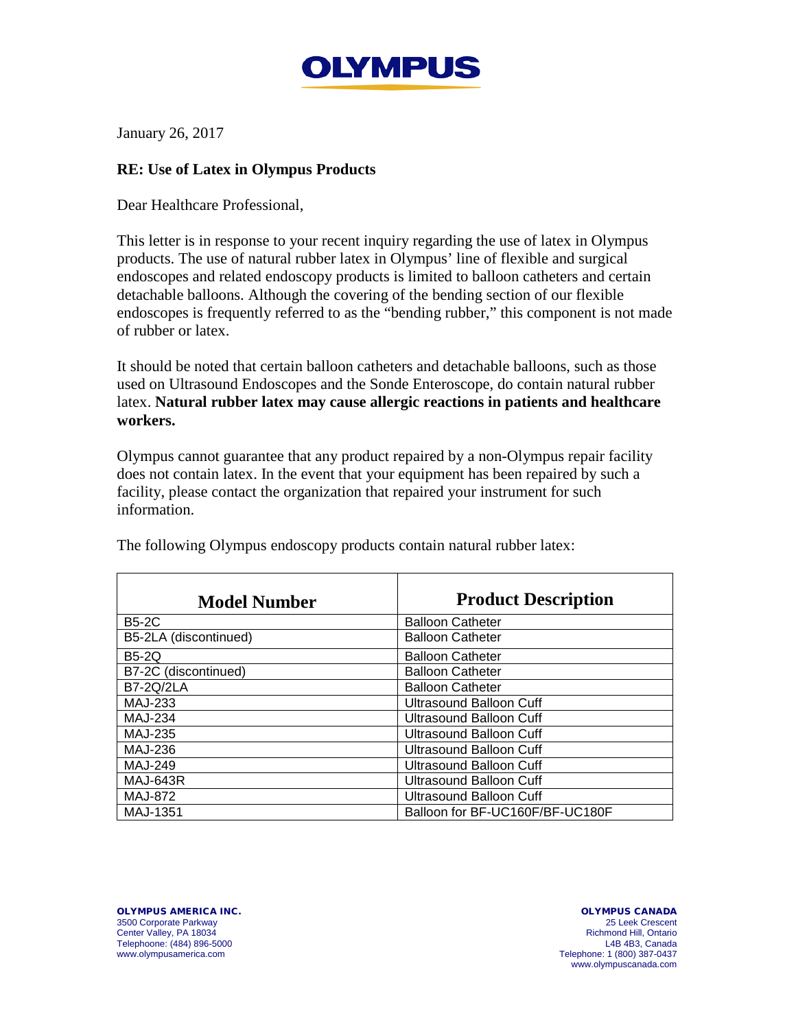# OLYMPUS

January 26, 2017

**RE: Use of Latex in Olympus Products**

Dear Healthcare Professional,

This letter is in response to your recent inquiry regarding the use of latex in Olympus products. The use of natural rubber latex in Olympus' line of flexible and surgical endoscopes and related endoscopy products is limited to balloon catheters and certain detachable balloons. Although the covering of the bending section of our flexible endoscopes is frequently referred to as the "bending rubber," this component is not made of rubber or latex.

It should be noted that certain balloon catheters and detachable balloons, such as those used on Ultrasound Endoscopes and the Sonde Enteroscope, do contain natural rubber latex. **Natural rubber latex may cause allergic reactions in patients and healthcare workers.**

Olympus cannot guarantee that any product repaired by a non-Olympus repair facility does not contain latex. In the event that your equipment has been repaired by such a facility, please contact the organization that repaired your instrument for such information.

The following Olympus endoscopy products contain natural rubber latex:

| Model Number | Product Description |
| --- | --- |
| B5-2C | Balloon Catheter |
| B5-2LA (discontinued) | Balloon Catheter |
| B5-2Q | Balloon Catheter |
| B7-2C (discontinued) | Balloon Catheter |
| B7-2Q/2LA | Balloon Catheter |
| MAJ-233 | Ultrasound Balloon Cuff |
| MAJ-234 | Ultrasound Balloon Cuff |
| MAJ-235 | Ultrasound Balloon Cuff |
| MAJ-236 | Ultrasound Balloon Cuff |
| MAJ-249 | Ultrasound Balloon Cuff |
| MAJ-643R | Ultrasound Balloon Cuff |
| MAJ-872 | Ultrasound Balloon Cuff |
| MAJ-1351 | Balloon for BF-UC160F/BF-UC180F |

**OLYMPUS AMERICA INC.**
3500 Corporate Parkway
Center Valley, PA 18034
Telephoone: (484) 896-5000
www.olympusamerica.com

**OLYMPUS CANADA**
25 Leek Crescent
Richmond Hill, Ontario
L4B 4B3, Canada
Telephone: 1 (800) 387-0437
www.olympuscanada.com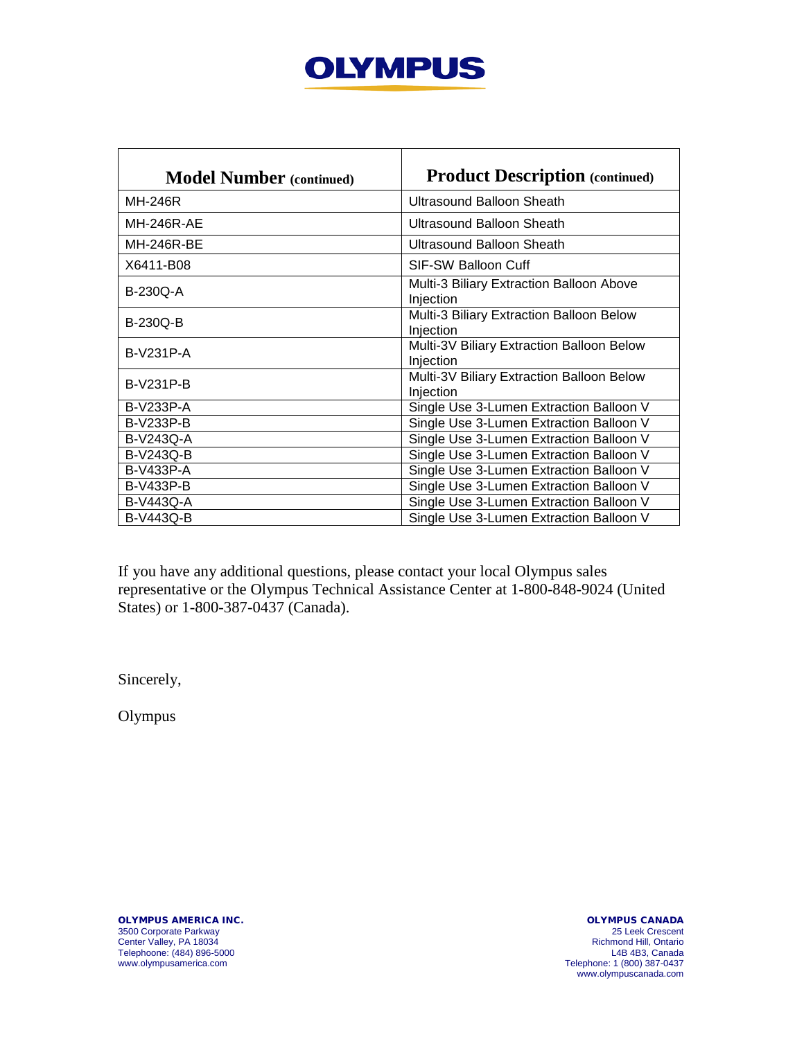| **Model Number** (continued) | **Product Description** (continued) |
| --- | --- |
| MH-246R | Ultrasound Balloon Sheath |
| MH-246R-AE | Ultrasound Balloon Sheath |
| MH-246R-BE | Ultrasound Balloon Sheath |
| X6411-B08 | SIF-SW Balloon Cuff |
| B-230Q-A | Multi-3 Biliary Extraction Balloon Above Injection |
| B-230Q-B | Multi-3 Biliary Extraction Balloon Below Injection |
| B-V231P-A | Multi-3V Biliary Extraction Balloon Below Injection |
| B-V231P-B | Multi-3V Biliary Extraction Balloon Below Injection |
| B-V233P-A | Single Use 3-Lumen Extraction Balloon V |
| B-V233P-B | Single Use 3-Lumen Extraction Balloon V |
| B-V243Q-A | Single Use 3-Lumen Extraction Balloon V |
| B-V243Q-B | Single Use 3-Lumen Extraction Balloon V |
| B-V433P-A | Single Use 3-Lumen Extraction Balloon V |
| B-V433P-B | Single Use 3-Lumen Extraction Balloon V |
| B-V443Q-A | Single Use 3-Lumen Extraction Balloon V |
| B-V443Q-B | Single Use 3-Lumen Extraction Balloon V |

If you have any additional questions, please contact your local Olympus sales representative or the Olympus Technical Assistance Center at 1-800-848-9024 (United States) or 1-800-387-0437 (Canada).

Sincerely,

Olympus

**OLYMPUS AMERICA INC.**
3500 Corporate Parkway
Center Valley, PA 18034
Telephoone: (484) 896-5000
www.olympusamerica.com

**OLYMPUS CANADA**
25 Leek Crescent
Richmond Hill, Ontario
L4B 4B3, Canada
Telephone: 1 (800) 387-0437
www.olympuscanada.com